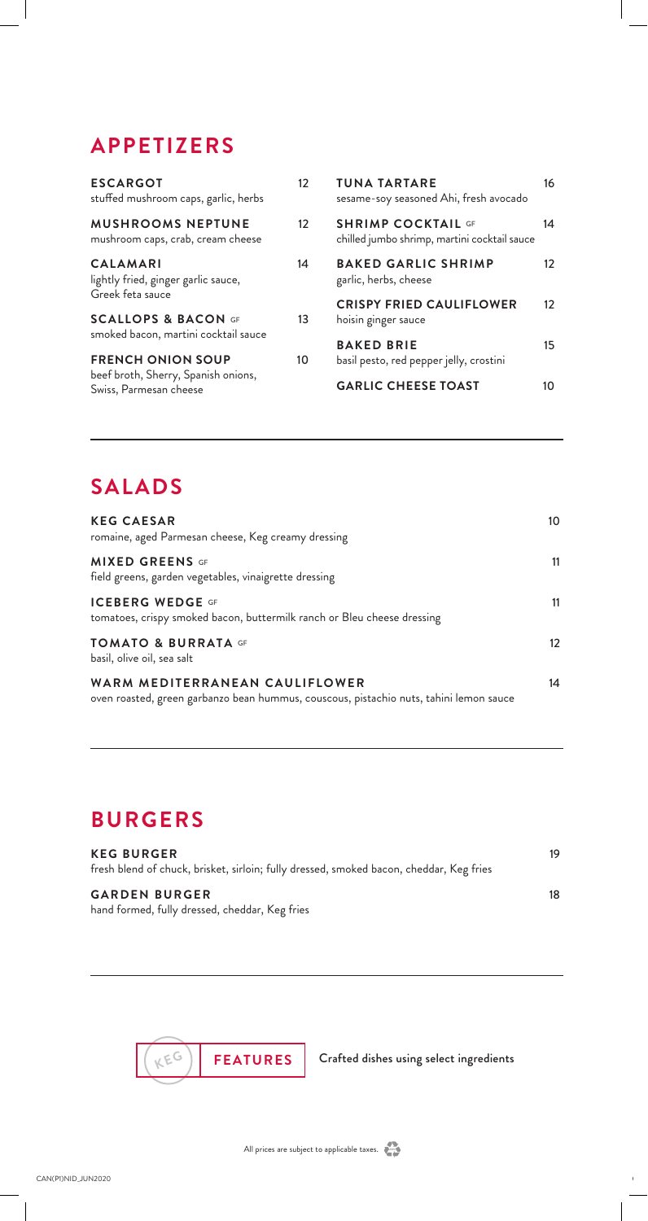## APPETIZERS

**ESCARGOT** 12
stuffed mushroom caps, garlic, herbs

**MUSHROOMS NEPTUNE** 12
mushroom caps, crab, cream cheese

**CALAMARI** 14
lightly fried, ginger garlic sauce, Greek feta sauce

**SCALLOPS & BACON** GF 13
smoked bacon, martini cocktail sauce

**FRENCH ONION SOUP** 10
beef broth, Sherry, Spanish onions, Swiss, Parmesan cheese

**TUNA TARTARE** 16
sesame-soy seasoned Ahi, fresh avocado

**SHRIMP COCKTAIL** GF 14
chilled jumbo shrimp, martini cocktail sauce

**BAKED GARLIC SHRIMP** 12
garlic, herbs, cheese

**CRISPY FRIED CAULIFLOWER** 12
hoisin ginger sauce

**BAKED BRIE** 15
basil pesto, red pepper jelly, crostini

**GARLIC CHEESE TOAST** 10

## SALADS

**KEG CAESAR** 10
romaine, aged Parmesan cheese, Keg creamy dressing

**MIXED GREENS** GF 11
field greens, garden vegetables, vinaigrette dressing

**ICEBERG WEDGE** GF 11
tomatoes, crispy smoked bacon, buttermilk ranch or Bleu cheese dressing

**TOMATO & BURRATA** GF 12
basil, olive oil, sea salt

**WARM MEDITERRANEAN CAULIFLOWER** 14
oven roasted, green garbanzo bean hummus, couscous, pistachio nuts, tahini lemon sauce

## BURGERS

**KEG BURGER** 19
fresh blend of chuck, brisket, sirloin; fully dressed, smoked bacon, cheddar, Keg fries

**GARDEN BURGER** 18
hand formed, fully dressed, cheddar, Keg fries

KEG **FEATURES** Crafted dishes using select ingredients

All prices are subject to applicable taxes.

CAN(PI)NID_JUN2020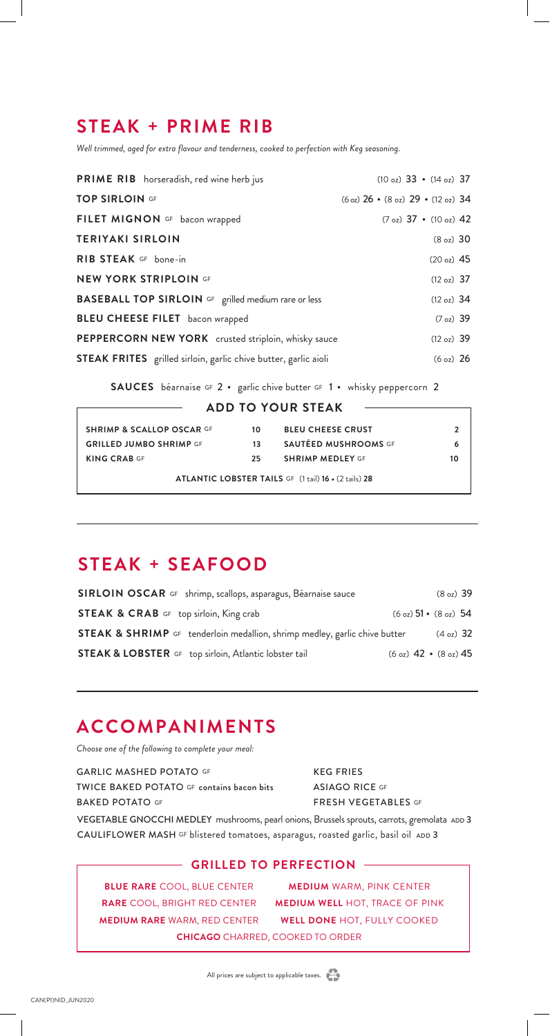## STEAK + PRIME RIB

*Well trimmed, aged for extra flavour and tenderness, cooked to perfection with Keg seasoning.*

| Item | Price |
|---|---|
| **PRIME RIB** horseradish, red wine herb jus | (10 oz) 33 • (14 oz) 37 |
| **TOP SIRLOIN** GF | (6 oz) 26 • (8 oz) 29 • (12 oz) 34 |
| **FILET MIGNON** GF bacon wrapped | (7 oz) 37 • (10 oz) 42 |
| **TERIYAKI SIRLOIN** | (8 oz) 30 |
| **RIB STEAK** GF bone-in | (20 oz) 45 |
| **NEW YORK STRIPLOIN** GF | (12 oz) 37 |
| **BASEBALL TOP SIRLOIN** GF grilled medium rare or less | (12 oz) 34 |
| **BLEU CHEESE FILET** bacon wrapped | (7 oz) 39 |
| **PEPPERCORN NEW YORK** crusted striploin, whisky sauce | (12 oz) 39 |
| **STEAK FRITES** grilled sirloin, garlic chive butter, garlic aioli | (6 oz) 26 |

**SAUCES** béarnaise GF 2 • garlic chive butter GF 1 • whisky peppercorn 2

### ADD TO YOUR STEAK

| | | | |
|---|---|---|---|
| **SHRIMP & SCALLOP OSCAR** GF | 10 | **BLEU CHEESE CRUST** | 2 |
| **GRILLED JUMBO SHRIMP** GF | 13 | **SAUTÉED MUSHROOMS** GF | 6 |
| **KING CRAB** GF | 25 | **SHRIMP MEDLEY** GF | 10 |

**ATLANTIC LOBSTER TAILS** GF (1 tail) **16** • (2 tails) **28**

## STEAK + SEAFOOD

| Item | Price |
|---|---|
| **SIRLOIN OSCAR** GF shrimp, scallops, asparagus, Béarnaise sauce | (8 oz) 39 |
| **STEAK & CRAB** GF top sirloin, King crab | (6 oz) 51 • (8 oz) 54 |
| **STEAK & SHRIMP** GF tenderloin medallion, shrimp medley, garlic chive butter | (4 oz) 32 |
| **STEAK & LOBSTER** GF top sirloin, Atlantic lobster tail | (6 oz) 42 • (8 oz) 45 |

## ACCOMPANIMENTS

*Choose one of the following to complete your meal:*

- GARLIC MASHED POTATO GF
- TWICE BAKED POTATO GF contains bacon bits
- BAKED POTATO GF
- KEG FRIES
- ASIAGO RICE GF
- FRESH VEGETABLES GF

VEGETABLE GNOCCHI MEDLEY mushrooms, pearl onions, Brussels sprouts, carrots, gremolata ADD 3

CAULIFLOWER MASH GF blistered tomatoes, asparagus, roasted garlic, basil oil ADD 3

### GRILLED TO PERFECTION

- **BLUE RARE** COOL, BLUE CENTER
- **RARE** COOL, BRIGHT RED CENTER
- **MEDIUM RARE** WARM, RED CENTER
- **MEDIUM** WARM, PINK CENTER
- **MEDIUM WELL** HOT, TRACE OF PINK
- **WELL DONE** HOT, FULLY COOKED
- **CHICAGO** CHARRED, COOKED TO ORDER

All prices are subject to applicable taxes.

CAN(PI)NID_JUN2020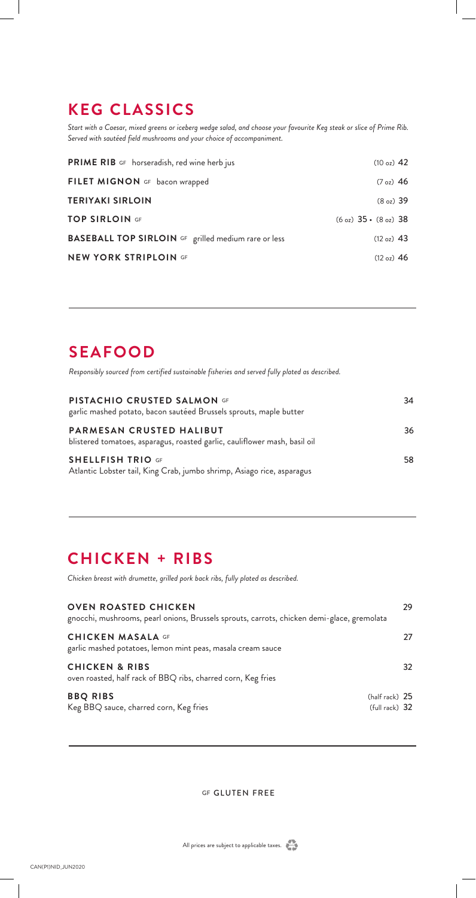## KEG CLASSICS

*Start with a Caesar, mixed greens or iceberg wedge salad, and choose your favourite Keg steak or slice of Prime Rib. Served with sautéed field mushrooms and your choice of accompaniment.*

**PRIME RIB** GF horseradish, red wine herb jus (10 oz) 42

**FILET MIGNON** GF bacon wrapped (7 oz) 46

**TERIYAKI SIRLOIN** (8 oz) 39

**TOP SIRLOIN** GF (6 oz) 35 • (8 oz) 38

**BASEBALL TOP SIRLOIN** GF grilled medium rare or less (12 oz) 43

**NEW YORK STRIPLOIN** GF (12 oz) 46

## SEAFOOD

*Responsibly sourced from certified sustainable fisheries and served fully plated as described.*

**PISTACHIO CRUSTED SALMON** GF 34
garlic mashed potato, bacon sautéed Brussels sprouts, maple butter

**PARMESAN CRUSTED HALIBUT** 36
blistered tomatoes, asparagus, roasted garlic, cauliflower mash, basil oil

**SHELLFISH TRIO** GF 58
Atlantic Lobster tail, King Crab, jumbo shrimp, Asiago rice, asparagus

## CHICKEN + RIBS

*Chicken breast with drumette, grilled pork back ribs, fully plated as described.*

**OVEN ROASTED CHICKEN** 29
gnocchi, mushrooms, pearl onions, Brussels sprouts, carrots, chicken demi-glace, gremolata

**CHICKEN MASALA** GF 27
garlic mashed potatoes, lemon mint peas, masala cream sauce

**CHICKEN & RIBS** 32
oven roasted, half rack of BBQ ribs, charred corn, Keg fries

**BBQ RIBS** (half rack) 25 (full rack) 32
Keg BBQ sauce, charred corn, Keg fries

GF GLUTEN FREE

All prices are subject to applicable taxes.

CAN(PI)NID_JUN2020